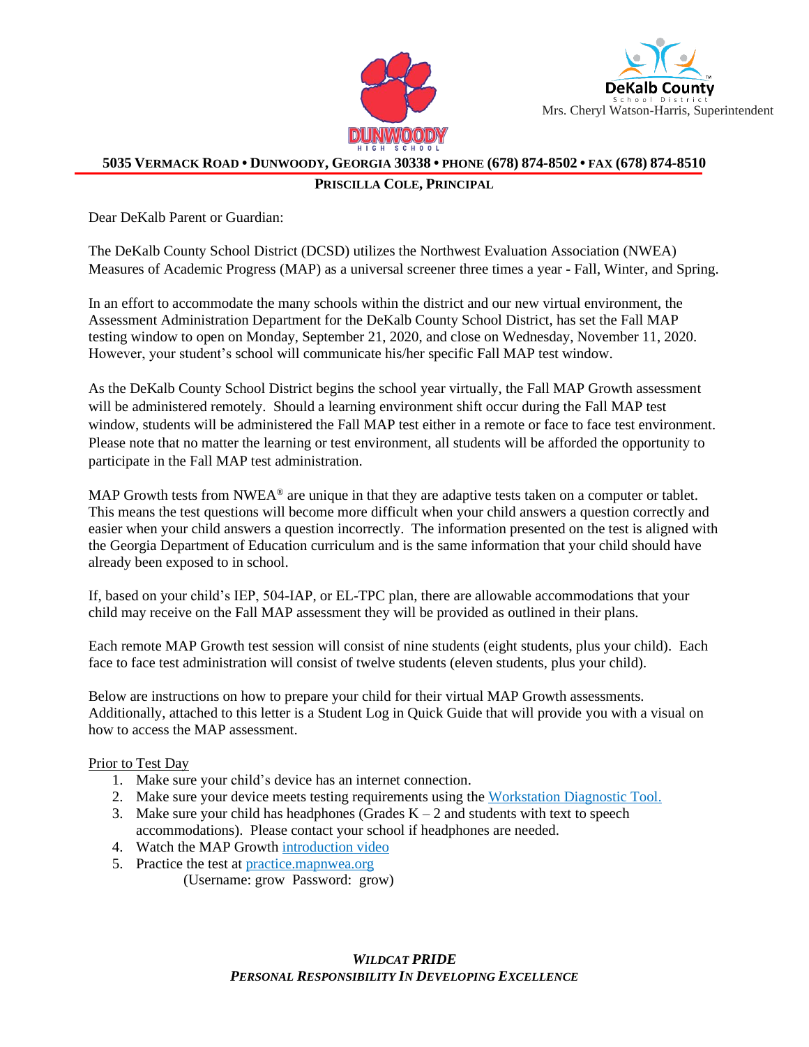DUNWOODY HIGH SCHOOL

DeKalb County School District

Mrs. Cheryl Watson-Harris, Superintendent

**5035 VERMACK ROAD • DUNWOODY, GEORGIA 30338 • PHONE (678) 874-8502 • FAX (678) 874-8510**

**PRISCILLA COLE, PRINCIPAL**

Dear DeKalb Parent or Guardian:

The DeKalb County School District (DCSD) utilizes the Northwest Evaluation Association (NWEA) Measures of Academic Progress (MAP) as a universal screener three times a year - Fall, Winter, and Spring.

In an effort to accommodate the many schools within the district and our new virtual environment, the Assessment Administration Department for the DeKalb County School District, has set the Fall MAP testing window to open on Monday, September 21, 2020, and close on Wednesday, November 11, 2020. However, your student's school will communicate his/her specific Fall MAP test window.

As the DeKalb County School District begins the school year virtually, the Fall MAP Growth assessment will be administered remotely. Should a learning environment shift occur during the Fall MAP test window, students will be administered the Fall MAP test either in a remote or face to face test environment. Please note that no matter the learning or test environment, all students will be afforded the opportunity to participate in the Fall MAP test administration.

MAP Growth tests from NWEA® are unique in that they are adaptive tests taken on a computer or tablet. This means the test questions will become more difficult when your child answers a question correctly and easier when your child answers a question incorrectly. The information presented on the test is aligned with the Georgia Department of Education curriculum and is the same information that your child should have already been exposed to in school.

If, based on your child's IEP, 504-IAP, or EL-TPC plan, there are allowable accommodations that your child may receive on the Fall MAP assessment they will be provided as outlined in their plans.

Each remote MAP Growth test session will consist of nine students (eight students, plus your child). Each face to face test administration will consist of twelve students (eleven students, plus your child).

Below are instructions on how to prepare your child for their virtual MAP Growth assessments. Additionally, attached to this letter is a Student Log in Quick Guide that will provide you with a visual on how to access the MAP assessment.

Prior to Test Day

1. Make sure your child's device has an internet connection.
2. Make sure your device meets testing requirements using the Workstation Diagnostic Tool.
3. Make sure your child has headphones (Grades K – 2 and students with text to speech accommodations). Please contact your school if headphones are needed.
4. Watch the MAP Growth introduction video
5. Practice the test at practice.mapnwea.org
   (Username: grow Password: grow)

***WILDCAT PRIDE***
***PERSONAL RESPONSIBILITY IN DEVELOPING EXCELLENCE***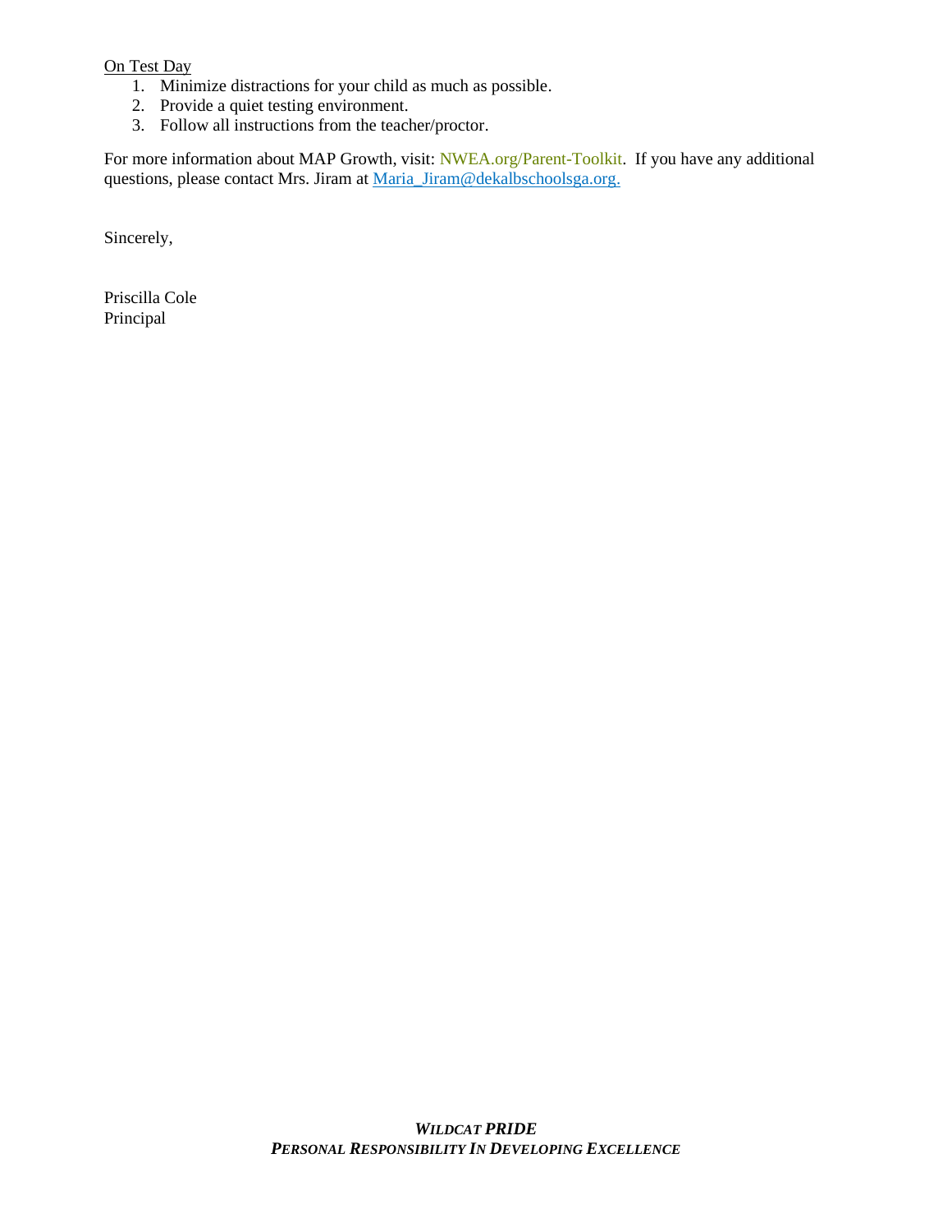On Test Day

1. Minimize distractions for your child as much as possible.
2. Provide a quiet testing environment.
3. Follow all instructions from the teacher/proctor.

For more information about MAP Growth, visit: NWEA.org/Parent-Toolkit. If you have any additional questions, please contact Mrs. Jiram at Maria_Jiram@dekalbschoolsga.org.

Sincerely,

Priscilla Cole
Principal

***WILDCAT PRIDE***
***PERSONAL RESPONSIBILITY IN DEVELOPING EXCELLENCE***